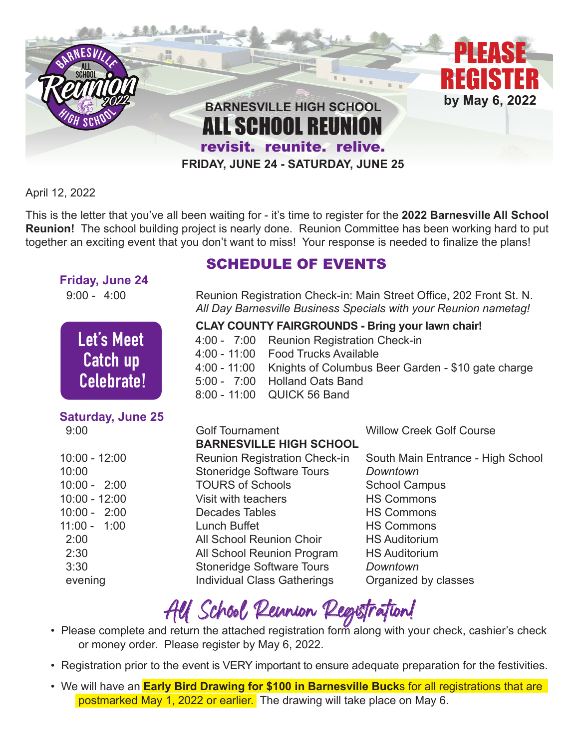BARNESVILLE ALL SCHOOL Reunion 2022 HIGH SCHOOL

# BARNESVILLE HIGH SCHOOL ALL SCHOOL REUNION

**revisit. reunite. relive.**

**FRIDAY, JUNE 24 - SATURDAY, JUNE 25**

**PLEASE REGISTER by May 6, 2022**

April 12, 2022

This is the letter that you've all been waiting for - it's time to register for the **2022 Barnesville All School Reunion!** The school building project is nearly done. Reunion Committee has been working hard to put together an exciting event that you don't want to miss! Your response is needed to finalize the plans!

## SCHEDULE OF EVENTS

**Friday, June 24**

9:00 - 4:00 — Reunion Registration Check-in: Main Street Office, 202 Front St. N.
*All Day Barnesville Business Specials with your Reunion nametag!*

**CLAY COUNTY FAIRGROUNDS - Bring your lawn chair!**

| Time | Event |
|---|---|
| 4:00 - 7:00 | Reunion Registration Check-in |
| 4:00 - 11:00 | Food Trucks Available |
| 4:00 - 11:00 | Knights of Columbus Beer Garden - $10 gate charge |
| 5:00 - 7:00 | Holland Oats Band |
| 8:00 - 11:00 | QUICK 56 Band |

**Let's Meet Catch up Celebrate!**

**Saturday, June 25**

| Time | Event | Location |
|---|---|---|
| 9:00 | Golf Tournament | Willow Creek Golf Course |
| | **BARNESVILLE HIGH SCHOOL** | |
| 10:00 - 12:00 | Reunion Registration Check-in | South Main Entrance - High School |
| 10:00 | Stoneridge Software Tours | *Downtown* |
| 10:00 - 2:00 | TOURS of Schools | School Campus |
| 10:00 - 12:00 | Visit with teachers | HS Commons |
| 10:00 - 2:00 | Decades Tables | HS Commons |
| 11:00 - 1:00 | Lunch Buffet | HS Commons |
| 2:00 | All School Reunion Choir | HS Auditorium |
| 2:30 | All School Reunion Program | HS Auditorium |
| 3:30 | Stoneridge Software Tours | *Downtown* |
| evening | Individual Class Gatherings | Organized by classes |

## All School Reunion Registration!

- Please complete and return the attached registration form along with your check, cashier's check or money order. Please register by May 6, 2022.
- Registration prior to the event is VERY important to ensure adequate preparation for the festivities.
- We will have an **Early Bird Drawing for $100 in Barnesville Bucks** for all registrations that are postmarked May 1, 2022 or earlier. The drawing will take place on May 6.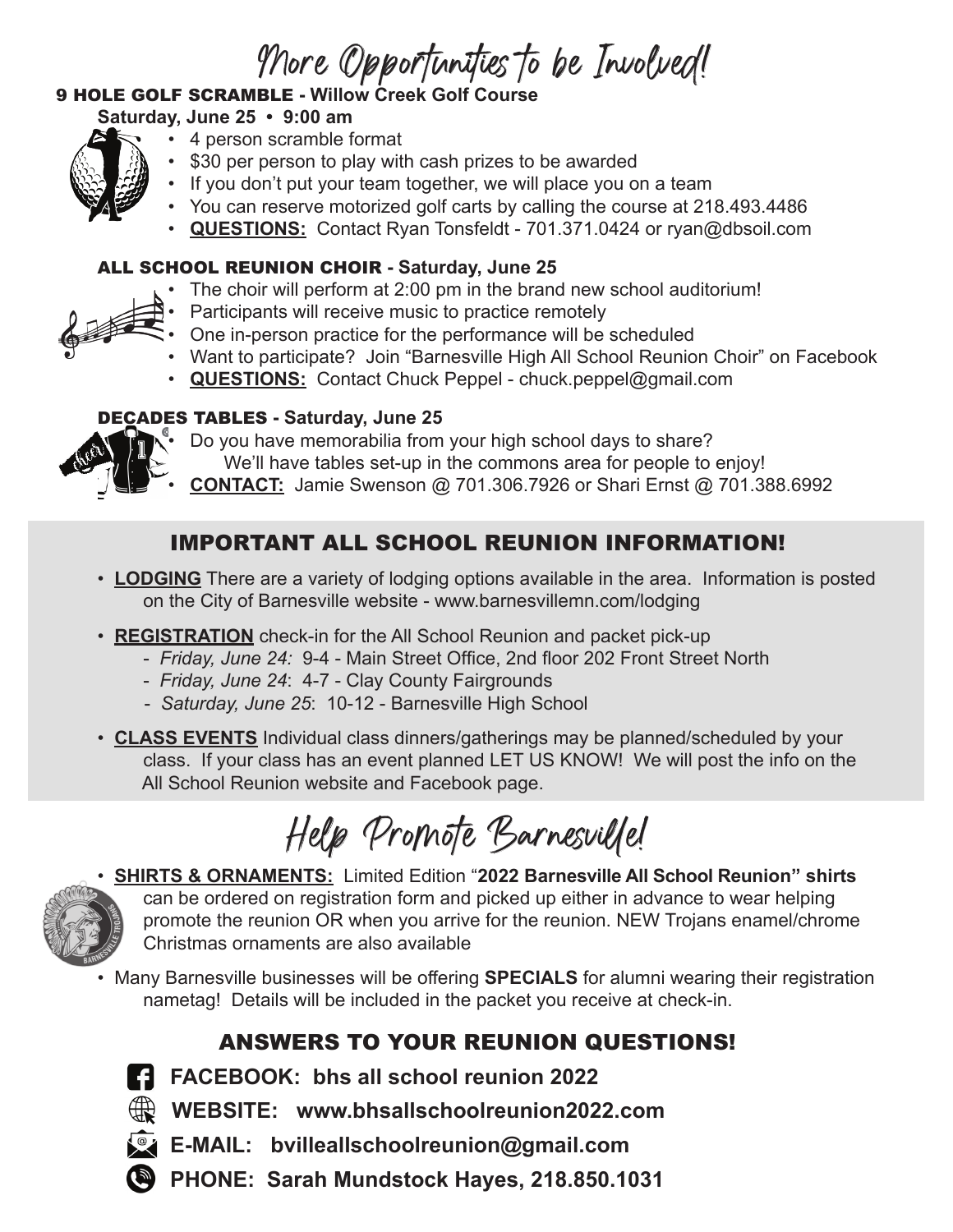# More Opportunities to be Involved!

## 9 HOLE GOLF SCRAMBLE - Willow Creek Golf Course

**Saturday, June 25 • 9:00 am**

- 4 person scramble format
- $30 per person to play with cash prizes to be awarded
- If you don't put your team together, we will place you on a team
- You can reserve motorized golf carts by calling the course at 218.493.4486
- **QUESTIONS:** Contact Ryan Tonsfeldt - 701.371.0424 or ryan@dbsoil.com

## ALL SCHOOL REUNION CHOIR - Saturday, June 25

- The choir will perform at 2:00 pm in the brand new school auditorium!
- Participants will receive music to practice remotely
- One in-person practice for the performance will be scheduled
- Want to participate? Join "Barnesville High All School Reunion Choir" on Facebook
- **QUESTIONS:** Contact Chuck Peppel - chuck.peppel@gmail.com

## DECADES TABLES - Saturday, June 25

- Do you have memorabilia from your high school days to share? We'll have tables set-up in the commons area for people to enjoy!
- **CONTACT:** Jamie Swenson @ 701.306.7926 or Shari Ernst @ 701.388.6992

## IMPORTANT ALL SCHOOL REUNION INFORMATION!

- **LODGING** There are a variety of lodging options available in the area. Information is posted on the City of Barnesville website - www.barnesvillemn.com/lodging
- **REGISTRATION** check-in for the All School Reunion and packet pick-up
  - *Friday, June 24:* 9-4 - Main Street Office, 2nd floor 202 Front Street North
  - *Friday, June 24*: 4-7 - Clay County Fairgrounds
  - *Saturday, June 25*: 10-12 - Barnesville High School
- **CLASS EVENTS** Individual class dinners/gatherings may be planned/scheduled by your class. If your class has an event planned LET US KNOW! We will post the info on the All School Reunion website and Facebook page.

# Help Promote Barnesville!

- **SHIRTS & ORNAMENTS:** Limited Edition "**2022 Barnesville All School Reunion" shirts** can be ordered on registration form and picked up either in advance to wear helping promote the reunion OR when you arrive for the reunion. NEW Trojans enamel/chrome Christmas ornaments are also available
- Many Barnesville businesses will be offering **SPECIALS** for alumni wearing their registration nametag! Details will be included in the packet you receive at check-in.

## ANSWERS TO YOUR REUNION QUESTIONS!

**FACEBOOK: bhs all school reunion 2022**

**WEBSITE: www.bhsallschoolreunion2022.com**

**E-MAIL: bvilleallschoolreunion@gmail.com**

**PHONE: Sarah Mundstock Hayes, 218.850.1031**